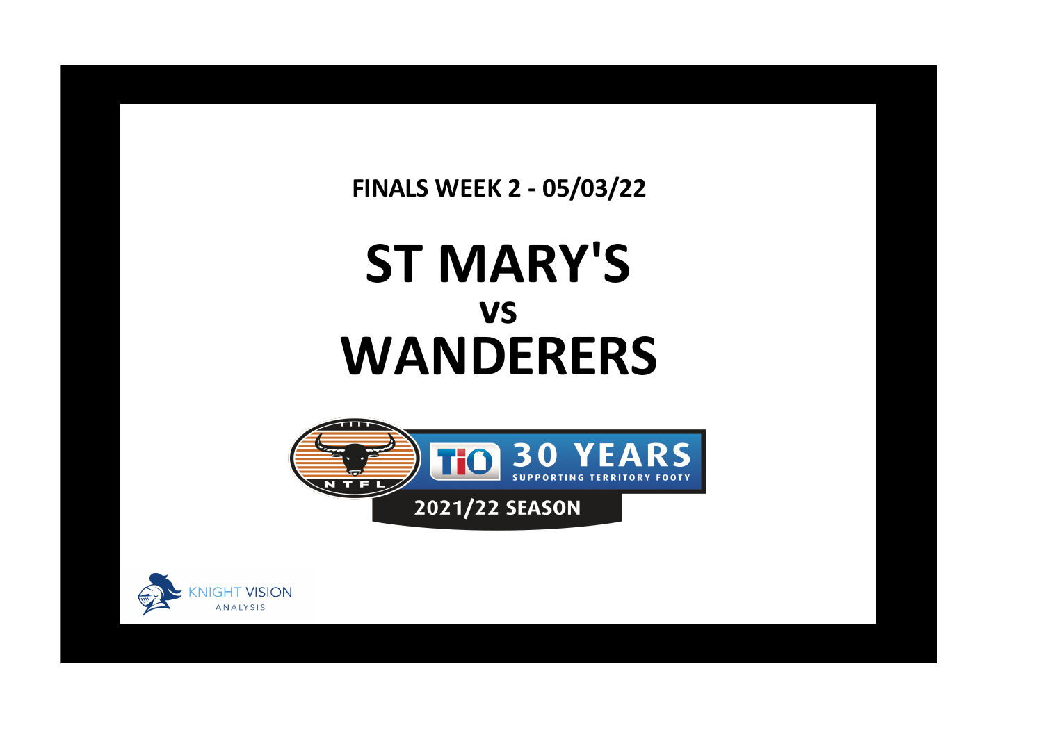**FINALS WEEK 2 - 05/03/22**

# ST MARY'S

## vs

# WANDERERS

NTFL

TIO 30 YEARS SUPPORTING TERRITORY FOOTY

2021/22 SEASON

KNIGHT VISION ANALYSIS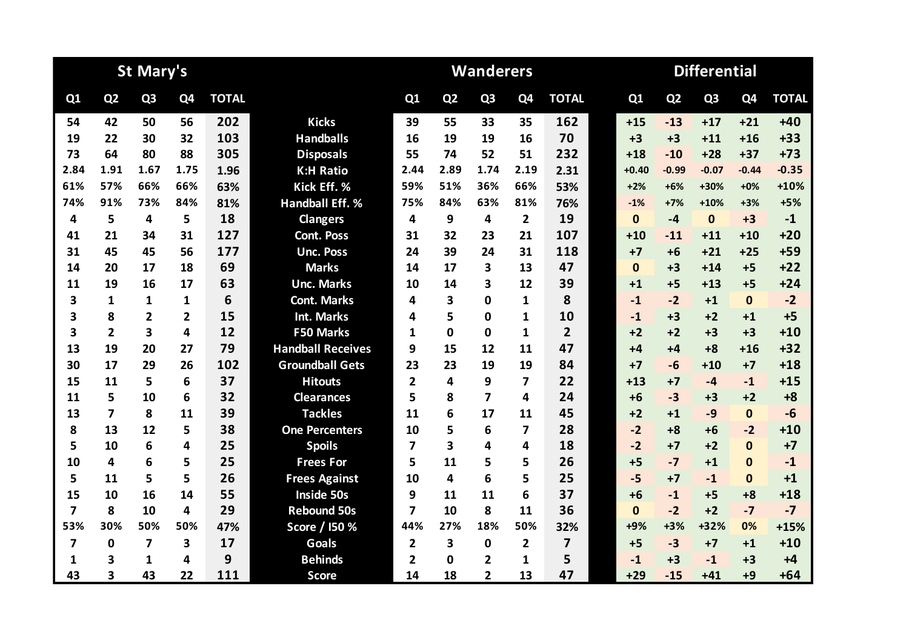| St Mary's | | | | | | Wanderers | | | | | Differential | | | | |
|---|---|---|---|---|---|---|---|---|---|---|---|---|---|---|---|
| Q1 | Q2 | Q3 | Q4 | TOTAL | | Q1 | Q2 | Q3 | Q4 | TOTAL | Q1 | Q2 | Q3 | Q4 | TOTAL |
| 54 | 42 | 50 | 56 | 202 | Kicks | 39 | 55 | 33 | 35 | 162 | +15 | -13 | +17 | +21 | +40 |
| 19 | 22 | 30 | 32 | 103 | Handballs | 16 | 19 | 19 | 16 | 70 | +3 | +3 | +11 | +16 | +33 |
| 73 | 64 | 80 | 88 | 305 | Disposals | 55 | 74 | 52 | 51 | 232 | +18 | -10 | +28 | +37 | +73 |
| 2.84 | 1.91 | 1.67 | 1.75 | 1.96 | K:H Ratio | 2.44 | 2.89 | 1.74 | 2.19 | 2.31 | +0.40 | -0.99 | -0.07 | -0.44 | -0.35 |
| 61% | 57% | 66% | 66% | 63% | Kick Eff. % | 59% | 51% | 36% | 66% | 53% | +2% | +6% | +30% | +0% | +10% |
| 74% | 91% | 73% | 84% | 81% | Handball Eff. % | 75% | 84% | 63% | 81% | 76% | -1% | +7% | +10% | +3% | +5% |
| 4 | 5 | 4 | 5 | 18 | Clangers | 4 | 9 | 4 | 2 | 19 | 0 | -4 | 0 | +3 | -1 |
| 41 | 21 | 34 | 31 | 127 | Cont. Poss | 31 | 32 | 23 | 21 | 107 | +10 | -11 | +11 | +10 | +20 |
| 31 | 45 | 45 | 56 | 177 | Unc. Poss | 24 | 39 | 24 | 31 | 118 | +7 | +6 | +21 | +25 | +59 |
| 14 | 20 | 17 | 18 | 69 | Marks | 14 | 17 | 3 | 13 | 47 | 0 | +3 | +14 | +5 | +22 |
| 11 | 19 | 16 | 17 | 63 | Unc. Marks | 10 | 14 | 3 | 12 | 39 | +1 | +5 | +13 | +5 | +24 |
| 3 | 1 | 1 | 1 | 6 | Cont. Marks | 4 | 3 | 0 | 1 | 8 | -1 | -2 | +1 | 0 | -2 |
| 3 | 8 | 2 | 2 | 15 | Int. Marks | 4 | 5 | 0 | 1 | 10 | -1 | +3 | +2 | +1 | +5 |
| 3 | 2 | 3 | 4 | 12 | F50 Marks | 1 | 0 | 0 | 1 | 2 | +2 | +2 | +3 | +3 | +10 |
| 13 | 19 | 20 | 27 | 79 | Handball Receives | 9 | 15 | 12 | 11 | 47 | +4 | +4 | +8 | +16 | +32 |
| 30 | 17 | 29 | 26 | 102 | Groundball Gets | 23 | 23 | 19 | 19 | 84 | +7 | -6 | +10 | +7 | +18 |
| 15 | 11 | 5 | 6 | 37 | Hitouts | 2 | 4 | 9 | 7 | 22 | +13 | +7 | -4 | -1 | +15 |
| 11 | 5 | 10 | 6 | 32 | Clearances | 5 | 8 | 7 | 4 | 24 | +6 | -3 | +3 | +2 | +8 |
| 13 | 7 | 8 | 11 | 39 | Tackles | 11 | 6 | 17 | 11 | 45 | +2 | +1 | -9 | 0 | -6 |
| 8 | 13 | 12 | 5 | 38 | One Percenters | 10 | 5 | 6 | 7 | 28 | -2 | +8 | +6 | -2 | +10 |
| 5 | 10 | 6 | 4 | 25 | Spoils | 7 | 3 | 4 | 4 | 18 | -2 | +7 | +2 | 0 | +7 |
| 10 | 4 | 6 | 5 | 25 | Frees For | 5 | 11 | 5 | 5 | 26 | +5 | -7 | +1 | 0 | -1 |
| 5 | 11 | 5 | 5 | 26 | Frees Against | 10 | 4 | 6 | 5 | 25 | -5 | +7 | -1 | 0 | +1 |
| 15 | 10 | 16 | 14 | 55 | Inside 50s | 9 | 11 | 11 | 6 | 37 | +6 | -1 | +5 | +8 | +18 |
| 7 | 8 | 10 | 4 | 29 | Rebound 50s | 7 | 10 | 8 | 11 | 36 | 0 | -2 | +2 | -7 | -7 |
| 53% | 30% | 50% | 50% | 47% | Score / I50 % | 44% | 27% | 18% | 50% | 32% | +9% | +3% | +32% | 0% | +15% |
| 7 | 0 | 7 | 3 | 17 | Goals | 2 | 3 | 0 | 2 | 7 | +5 | -3 | +7 | +1 | +10 |
| 1 | 3 | 1 | 4 | 9 | Behinds | 2 | 0 | 2 | 1 | 5 | -1 | +3 | -1 | +3 | +4 |
| 43 | 3 | 43 | 22 | 111 | Score | 14 | 18 | 2 | 13 | 47 | +29 | -15 | +41 | +9 | +64 |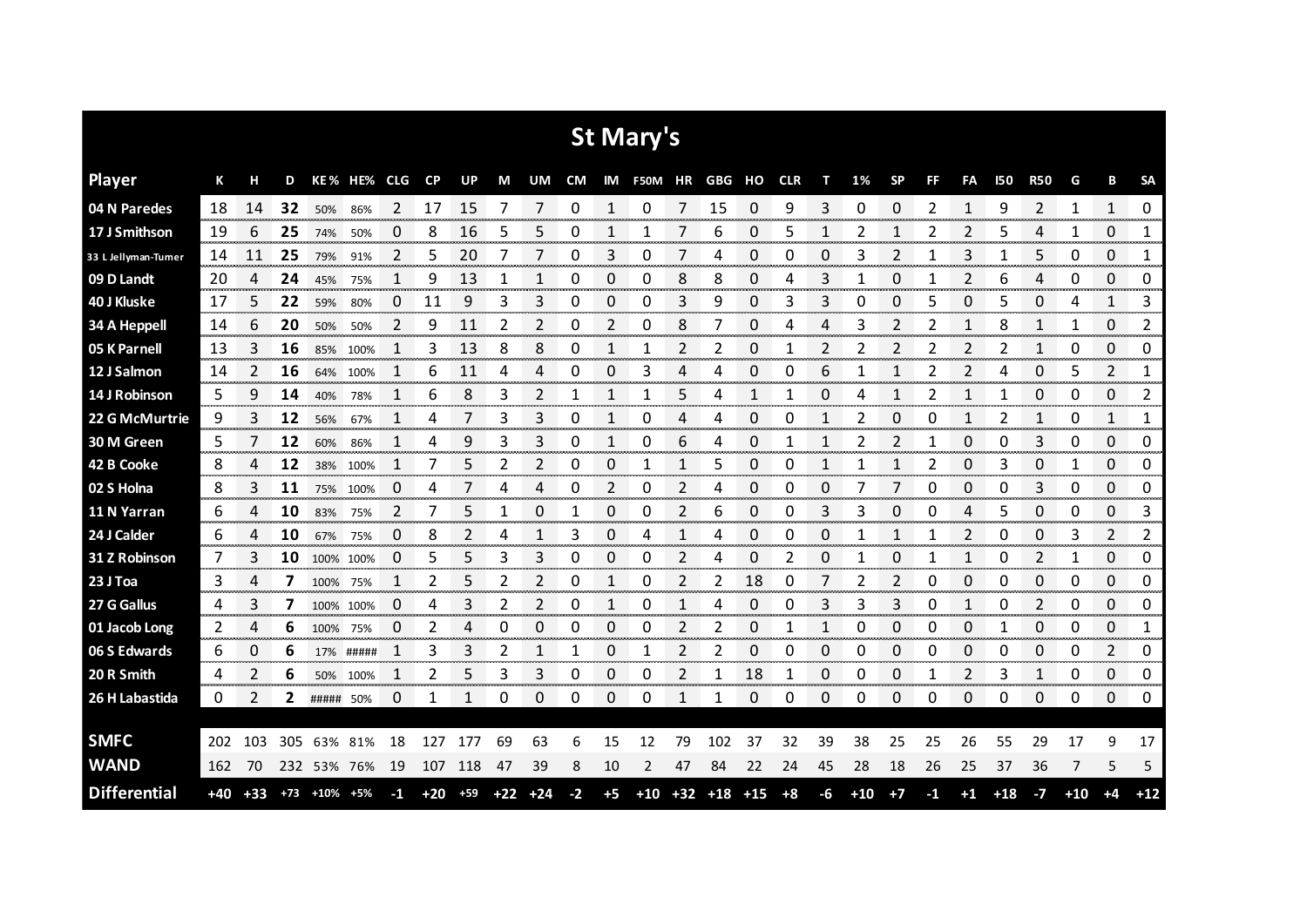# St Mary's

| Player | K | H | D | KE % | HE% | CLG | CP | UP | M | UM | CM | IM | F50M | HR | GBG | HO | CLR | T | 1% | SP | FF | FA | I50 | R50 | G | B | SA |
|---|---|---|---|---|---|---|---|---|---|---|---|---|---|---|---|---|---|---|---|---|---|---|---|---|---|---|---|
| 04 N Paredes | 18 | 14 | **32** | 50% | 86% | 2 | 17 | 15 | 7 | 7 | 0 | 1 | 0 | 7 | 15 | 0 | 9 | 3 | 0 | 0 | 2 | 1 | 9 | 2 | 1 | 1 | 0 |
| 17 J Smithson | 19 | 6 | **25** | 74% | 50% | 0 | 8 | 16 | 5 | 5 | 0 | 1 | 1 | 7 | 6 | 0 | 5 | 1 | 2 | 1 | 2 | 2 | 5 | 4 | 1 | 0 | 1 |
| 33 L Jellyman-Turner | 14 | 11 | **25** | 79% | 91% | 2 | 5 | 20 | 7 | 7 | 0 | 3 | 0 | 7 | 4 | 0 | 0 | 0 | 3 | 2 | 1 | 3 | 1 | 5 | 0 | 0 | 1 |
| 09 D Landt | 20 | 4 | **24** | 45% | 75% | 1 | 9 | 13 | 1 | 1 | 0 | 0 | 0 | 8 | 8 | 0 | 4 | 3 | 1 | 0 | 1 | 2 | 6 | 4 | 0 | 0 | 0 |
| 40 J Kluske | 17 | 5 | **22** | 59% | 80% | 0 | 11 | 9 | 3 | 3 | 0 | 0 | 0 | 3 | 9 | 0 | 3 | 3 | 0 | 0 | 5 | 0 | 5 | 0 | 4 | 1 | 3 |
| 34 A Heppell | 14 | 6 | **20** | 50% | 50% | 2 | 9 | 11 | 2 | 2 | 0 | 2 | 0 | 8 | 7 | 0 | 4 | 4 | 3 | 2 | 2 | 1 | 8 | 1 | 1 | 0 | 2 |
| 05 K Parnell | 13 | 3 | **16** | 85% | 100% | 1 | 3 | 13 | 8 | 8 | 0 | 1 | 1 | 2 | 2 | 0 | 1 | 2 | 2 | 2 | 2 | 2 | 2 | 1 | 0 | 0 | 0 |
| 12 J Salmon | 14 | 2 | **16** | 64% | 100% | 1 | 6 | 11 | 4 | 4 | 0 | 0 | 3 | 4 | 4 | 0 | 0 | 6 | 1 | 1 | 2 | 2 | 4 | 0 | 5 | 2 | 1 |
| 14 J Robinson | 5 | 9 | **14** | 40% | 78% | 1 | 6 | 8 | 3 | 2 | 1 | 1 | 1 | 5 | 4 | 1 | 1 | 0 | 4 | 1 | 2 | 1 | 1 | 0 | 0 | 0 | 2 |
| 22 G McMurtrie | 9 | 3 | **12** | 56% | 67% | 1 | 4 | 7 | 3 | 3 | 0 | 1 | 0 | 4 | 4 | 0 | 0 | 1 | 2 | 0 | 0 | 1 | 2 | 1 | 0 | 1 | 1 |
| 30 M Green | 5 | 7 | **12** | 60% | 86% | 1 | 4 | 9 | 3 | 3 | 0 | 1 | 0 | 6 | 4 | 0 | 1 | 1 | 2 | 2 | 1 | 0 | 0 | 3 | 0 | 0 | 0 |
| 42 B Cooke | 8 | 4 | **12** | 38% | 100% | 1 | 7 | 5 | 2 | 2 | 0 | 0 | 1 | 1 | 5 | 0 | 0 | 1 | 1 | 1 | 2 | 0 | 3 | 0 | 1 | 0 | 0 |
| 02 S Holna | 8 | 3 | **11** | 75% | 100% | 0 | 4 | 7 | 4 | 4 | 0 | 2 | 0 | 2 | 4 | 0 | 0 | 0 | 7 | 7 | 0 | 0 | 0 | 3 | 0 | 0 | 0 |
| 11 N Yarran | 6 | 4 | **10** | 83% | 75% | 2 | 7 | 5 | 1 | 0 | 1 | 0 | 0 | 2 | 6 | 0 | 0 | 3 | 3 | 0 | 0 | 4 | 5 | 0 | 0 | 0 | 3 |
| 24 J Calder | 6 | 4 | **10** | 67% | 75% | 0 | 8 | 2 | 4 | 1 | 3 | 0 | 4 | 1 | 4 | 0 | 0 | 0 | 1 | 1 | 1 | 2 | 0 | 0 | 3 | 2 | 2 |
| 31 Z Robinson | 7 | 3 | **10** | 100% | 100% | 0 | 5 | 5 | 3 | 3 | 0 | 0 | 0 | 2 | 4 | 0 | 2 | 0 | 1 | 0 | 1 | 1 | 0 | 2 | 1 | 0 | 0 |
| 23 J Toa | 3 | 4 | **7** | 100% | 75% | 1 | 2 | 5 | 2 | 2 | 0 | 1 | 0 | 2 | 2 | 18 | 0 | 7 | 2 | 2 | 0 | 0 | 0 | 0 | 0 | 0 | 0 |
| 27 G Gallus | 4 | 3 | **7** | 100% | 100% | 0 | 4 | 3 | 2 | 2 | 0 | 1 | 0 | 1 | 4 | 0 | 0 | 3 | 3 | 3 | 0 | 1 | 0 | 2 | 0 | 0 | 0 |
| 01 Jacob Long | 2 | 4 | **6** | 100% | 75% | 0 | 2 | 4 | 0 | 0 | 0 | 0 | 0 | 2 | 2 | 0 | 1 | 1 | 0 | 0 | 0 | 0 | 1 | 0 | 0 | 0 | 1 |
| 06 S Edwards | 6 | 0 | **6** | 17% | ##### | 1 | 3 | 3 | 2 | 1 | 1 | 0 | 1 | 2 | 2 | 0 | 0 | 0 | 0 | 0 | 0 | 0 | 0 | 0 | 0 | 2 | 0 |
| 20 R Smith | 4 | 2 | **6** | 50% | 100% | 1 | 2 | 5 | 3 | 3 | 0 | 0 | 0 | 2 | 1 | 18 | 1 | 0 | 0 | 0 | 1 | 2 | 3 | 1 | 0 | 0 | 0 |
| 26 H Labastida | 0 | 2 | **2** | ##### | 50% | 0 | 1 | 1 | 0 | 0 | 0 | 0 | 0 | 1 | 1 | 0 | 0 | 0 | 0 | 0 | 0 | 0 | 0 | 0 | 0 | 0 | 0 |
| | | | | | | | | | | | | | | | | | | | | | | | | | | | |
| **SMFC** | 202 | 103 | 305 | 63% | 81% | 18 | 127 | 177 | 69 | 63 | 6 | 15 | 12 | 79 | 102 | 37 | 32 | 39 | 38 | 25 | 25 | 26 | 55 | 29 | 17 | 9 | 17 |
| **WAND** | 162 | 70 | 232 | 53% | 76% | 19 | 107 | 118 | 47 | 39 | 8 | 10 | 2 | 47 | 84 | 22 | 24 | 45 | 28 | 18 | 26 | 25 | 37 | 36 | 7 | 5 | 5 |
| **Differential** | +40 | +33 | +73 | +10% | +5% | -1 | +20 | +59 | +22 | +24 | -2 | +5 | +10 | +32 | +18 | +15 | +8 | -6 | +10 | +7 | -1 | +1 | +18 | -7 | +10 | +4 | +12 |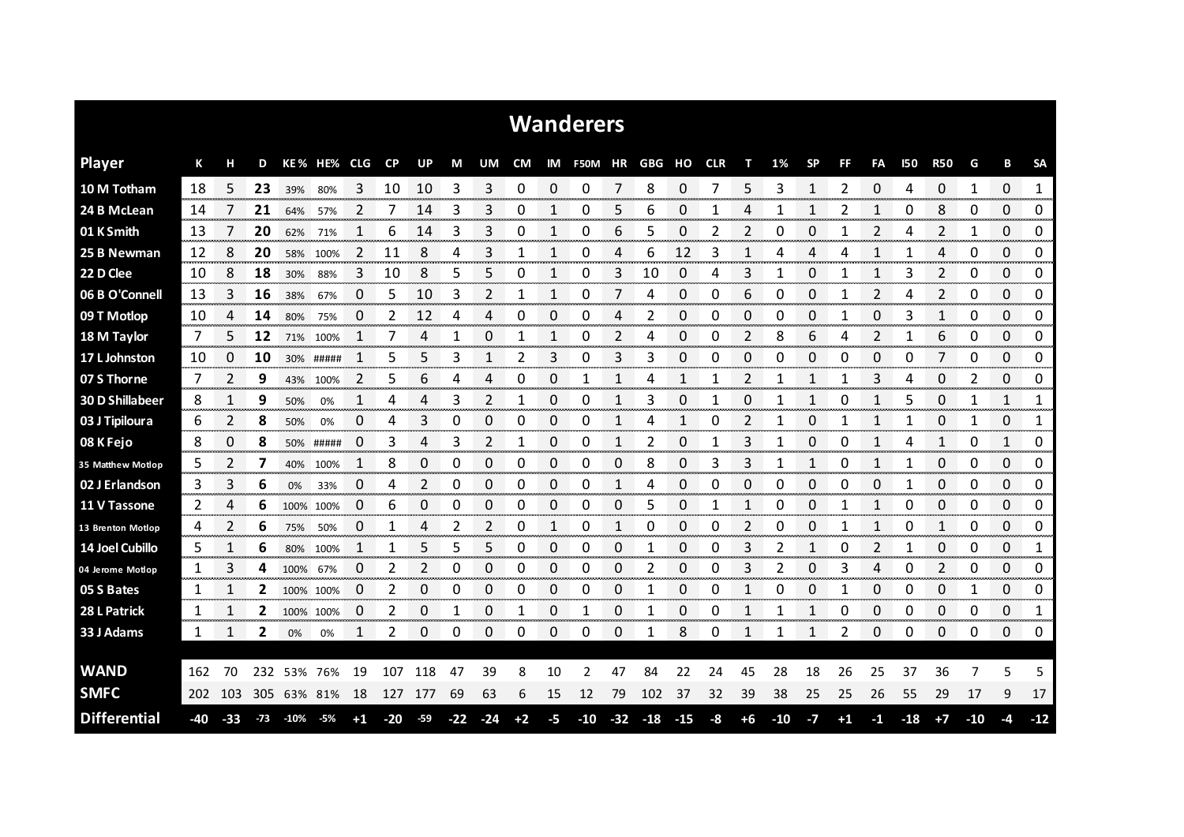# Wanderers

| Player | K | H | D | KE % | HE% | CLG | CP | UP | M | UM | CM | IM | F50M | HR | GBG | HO | CLR | T | 1% | SP | FF | FA | I50 | R50 | G | B | SA |
|---|---|---|---|---|---|---|---|---|---|---|---|---|---|---|---|---|---|---|---|---|---|---|---|---|---|---|---|
| 10 M Totham | 18 | 5 | 23 | 39% | 80% | 3 | 10 | 10 | 3 | 3 | 0 | 0 | 0 | 7 | 8 | 0 | 7 | 5 | 3 | 1 | 2 | 0 | 4 | 0 | 1 | 0 | 1 |
| 24 B McLean | 14 | 7 | 21 | 64% | 57% | 2 | 7 | 14 | 3 | 3 | 0 | 1 | 0 | 5 | 6 | 0 | 1 | 4 | 1 | 1 | 2 | 1 | 0 | 8 | 0 | 0 | 0 |
| 01 K Smith | 13 | 7 | 20 | 62% | 71% | 1 | 6 | 14 | 3 | 3 | 0 | 1 | 0 | 6 | 5 | 0 | 2 | 2 | 0 | 0 | 1 | 2 | 4 | 2 | 1 | 0 | 0 |
| 25 B Newman | 12 | 8 | 20 | 58% | 100% | 2 | 11 | 8 | 4 | 3 | 1 | 1 | 0 | 4 | 6 | 12 | 3 | 1 | 4 | 4 | 4 | 1 | 1 | 4 | 0 | 0 | 0 |
| 22 D Clee | 10 | 8 | 18 | 30% | 88% | 3 | 10 | 8 | 5 | 5 | 0 | 1 | 0 | 3 | 10 | 0 | 4 | 3 | 1 | 0 | 1 | 1 | 3 | 2 | 0 | 0 | 0 |
| 06 B O'Connell | 13 | 3 | 16 | 38% | 67% | 0 | 5 | 10 | 3 | 2 | 1 | 1 | 0 | 7 | 4 | 0 | 0 | 6 | 0 | 0 | 1 | 2 | 4 | 2 | 0 | 0 | 0 |
| 09 T Motlop | 10 | 4 | 14 | 80% | 75% | 0 | 2 | 12 | 4 | 4 | 0 | 0 | 0 | 4 | 2 | 0 | 0 | 0 | 0 | 0 | 1 | 0 | 3 | 1 | 0 | 0 | 0 |
| 18 M Taylor | 7 | 5 | 12 | 71% | 100% | 1 | 7 | 4 | 1 | 0 | 1 | 1 | 0 | 2 | 4 | 0 | 0 | 2 | 8 | 6 | 4 | 2 | 1 | 6 | 0 | 0 | 0 |
| 17 L Johnston | 10 | 0 | 10 | 30% | ##### | 1 | 5 | 5 | 3 | 1 | 2 | 3 | 0 | 3 | 3 | 0 | 0 | 0 | 0 | 0 | 0 | 0 | 0 | 7 | 0 | 0 | 0 |
| 07 S Thorne | 7 | 2 | 9 | 43% | 100% | 2 | 5 | 6 | 4 | 4 | 0 | 0 | 1 | 1 | 4 | 1 | 1 | 2 | 1 | 1 | 1 | 3 | 4 | 0 | 2 | 0 | 0 |
| 30 D Shillabeer | 8 | 1 | 9 | 50% | 0% | 1 | 4 | 4 | 3 | 2 | 1 | 0 | 0 | 1 | 3 | 0 | 1 | 0 | 1 | 1 | 0 | 1 | 5 | 0 | 1 | 1 | 1 |
| 03 J Tipiloura | 6 | 2 | 8 | 50% | 0% | 0 | 4 | 3 | 0 | 0 | 0 | 0 | 0 | 1 | 4 | 1 | 0 | 2 | 1 | 0 | 1 | 1 | 1 | 0 | 1 | 0 | 1 |
| 08 K Fejo | 8 | 0 | 8 | 50% | ##### | 0 | 3 | 4 | 3 | 2 | 1 | 0 | 0 | 1 | 2 | 0 | 1 | 3 | 1 | 0 | 0 | 1 | 4 | 1 | 0 | 1 | 0 |
| 35 Matthew Motlop | 5 | 2 | 7 | 40% | 100% | 1 | 8 | 0 | 0 | 0 | 0 | 0 | 0 | 0 | 8 | 0 | 3 | 3 | 1 | 1 | 0 | 1 | 1 | 0 | 0 | 0 | 0 |
| 02 J Erlandson | 3 | 3 | 6 | 0% | 33% | 0 | 4 | 2 | 0 | 0 | 0 | 0 | 0 | 1 | 4 | 0 | 0 | 0 | 0 | 0 | 0 | 0 | 1 | 0 | 0 | 0 | 0 |
| 11 V Tassone | 2 | 4 | 6 | 100% | 100% | 0 | 6 | 0 | 0 | 0 | 0 | 0 | 0 | 0 | 5 | 0 | 1 | 1 | 0 | 0 | 1 | 1 | 0 | 0 | 0 | 0 | 0 |
| 13 Brenton Motlop | 4 | 2 | 6 | 75% | 50% | 0 | 1 | 4 | 2 | 2 | 0 | 1 | 0 | 1 | 0 | 0 | 0 | 2 | 0 | 0 | 1 | 1 | 0 | 1 | 0 | 0 | 0 |
| 14 Joel Cubillo | 5 | 1 | 6 | 80% | 100% | 1 | 1 | 5 | 5 | 5 | 0 | 0 | 0 | 0 | 1 | 0 | 0 | 3 | 2 | 1 | 0 | 2 | 1 | 0 | 0 | 0 | 1 |
| 04 Jerome Motlop | 1 | 3 | 4 | 100% | 67% | 0 | 2 | 2 | 0 | 0 | 0 | 0 | 0 | 0 | 2 | 0 | 0 | 3 | 2 | 0 | 3 | 4 | 0 | 2 | 0 | 0 | 0 |
| 05 S Bates | 1 | 1 | 2 | 100% | 100% | 0 | 2 | 0 | 0 | 0 | 0 | 0 | 0 | 0 | 1 | 0 | 0 | 1 | 0 | 0 | 1 | 0 | 0 | 0 | 1 | 0 | 0 |
| 28 L Patrick | 1 | 1 | 2 | 100% | 100% | 0 | 2 | 0 | 1 | 0 | 1 | 0 | 1 | 0 | 1 | 0 | 0 | 1 | 1 | 1 | 0 | 0 | 0 | 0 | 0 | 0 | 1 |
| 33 J Adams | 1 | 1 | 2 | 0% | 0% | 1 | 2 | 0 | 0 | 0 | 0 | 0 | 0 | 0 | 1 | 8 | 0 | 1 | 1 | 1 | 2 | 0 | 0 | 0 | 0 | 0 | 0 |
| | | | | | | | | | | | | | | | | | | | | | | | | | | | |
| WAND | 162 | 70 | 232 | 53% | 76% | 19 | 107 | 118 | 47 | 39 | 8 | 10 | 2 | 47 | 84 | 22 | 24 | 45 | 28 | 18 | 26 | 25 | 37 | 36 | 7 | 5 | 5 |
| SMFC | 202 | 103 | 305 | 63% | 81% | 18 | 127 | 177 | 69 | 63 | 6 | 15 | 12 | 79 | 102 | 37 | 32 | 39 | 38 | 25 | 25 | 26 | 55 | 29 | 17 | 9 | 17 |
| Differential | -40 | -33 | -73 | -10% | -5% | +1 | -20 | -59 | -22 | -24 | +2 | -5 | -10 | -32 | -18 | -15 | -8 | +6 | -10 | -7 | +1 | -1 | -18 | +7 | -10 | -4 | -12 |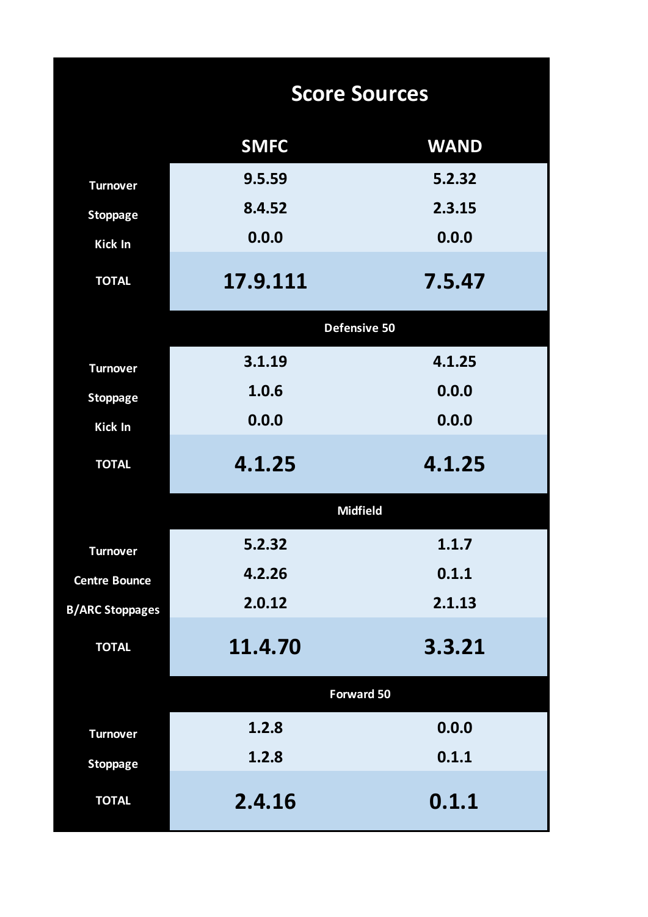## Score Sources

| | SMFC | WAND |
|---|---|---|
| Turnover | 9.5.59 | 5.2.32 |
| Stoppage | 8.4.52 | 2.3.15 |
| Kick In | 0.0.0 | 0.0.0 |
| **TOTAL** | **17.9.111** | **7.5.47** |
| **Defensive 50** | | |
| Turnover | 3.1.19 | 4.1.25 |
| Stoppage | 1.0.6 | 0.0.0 |
| Kick In | 0.0.0 | 0.0.0 |
| **TOTAL** | **4.1.25** | **4.1.25** |
| **Midfield** | | |
| Turnover | 5.2.32 | 1.1.7 |
| Centre Bounce | 4.2.26 | 0.1.1 |
| B/ARC Stoppages | 2.0.12 | 2.1.13 |
| **TOTAL** | **11.4.70** | **3.3.21** |
| **Forward 50** | | |
| Turnover | 1.2.8 | 0.0.0 |
| Stoppage | 1.2.8 | 0.1.1 |
| **TOTAL** | **2.4.16** | **0.1.1** |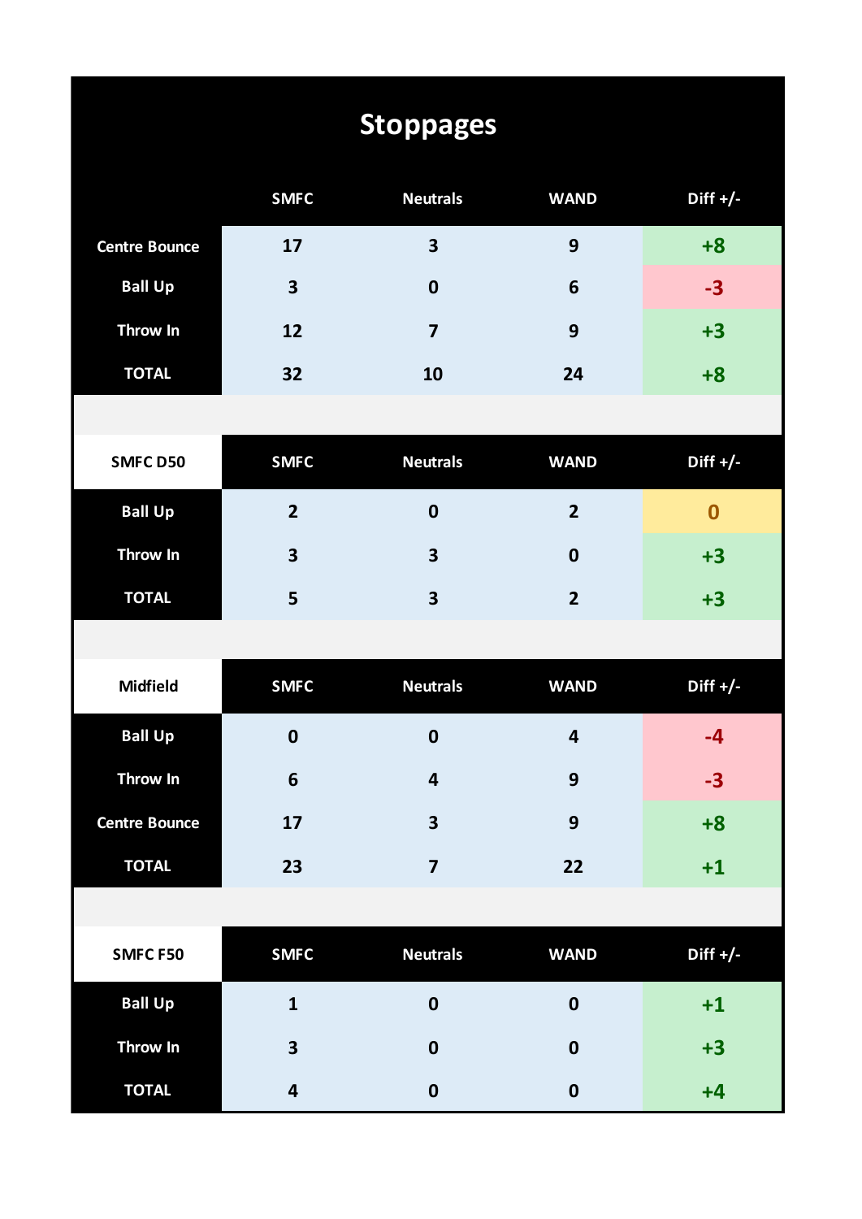# Stoppages

| | SMFC | Neutrals | WAND | Diff +/- |
|---|---|---|---|---|
| Centre Bounce | 17 | 3 | 9 | +8 |
| Ball Up | 3 | 0 | 6 | -3 |
| Throw In | 12 | 7 | 9 | +3 |
| TOTAL | 32 | 10 | 24 | +8 |

| SMFC D50 | SMFC | Neutrals | WAND | Diff +/- |
|---|---|---|---|---|
| Ball Up | 2 | 0 | 2 | 0 |
| Throw In | 3 | 3 | 0 | +3 |
| TOTAL | 5 | 3 | 2 | +3 |

| Midfield | SMFC | Neutrals | WAND | Diff +/- |
|---|---|---|---|---|
| Ball Up | 0 | 0 | 4 | -4 |
| Throw In | 6 | 4 | 9 | -3 |
| Centre Bounce | 17 | 3 | 9 | +8 |
| TOTAL | 23 | 7 | 22 | +1 |

| SMFC F50 | SMFC | Neutrals | WAND | Diff +/- |
|---|---|---|---|---|
| Ball Up | 1 | 0 | 0 | +1 |
| Throw In | 3 | 0 | 0 | +3 |
| TOTAL | 4 | 0 | 0 | +4 |